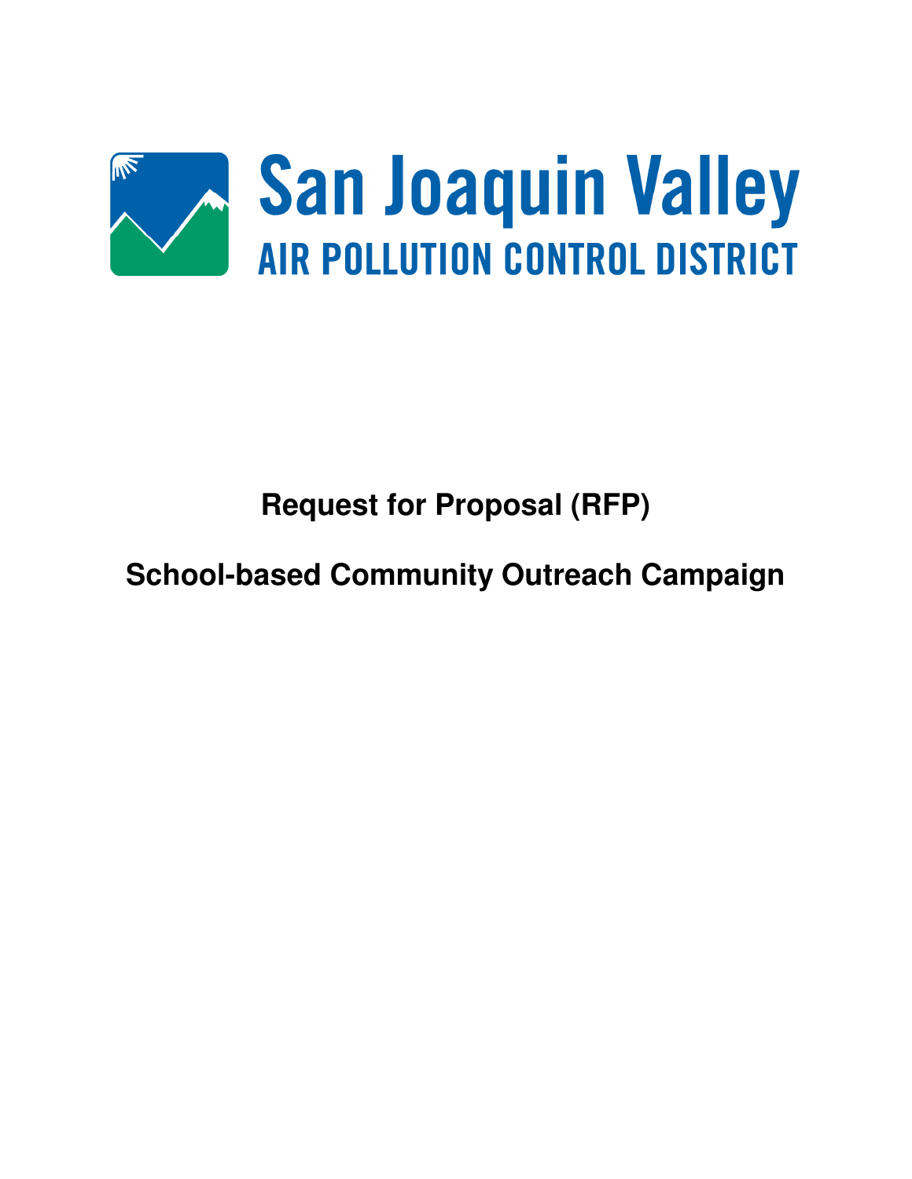San Joaquin Valley

AIR POLLUTION CONTROL DISTRICT

# Request for Proposal (RFP)

# School-based Community Outreach Campaign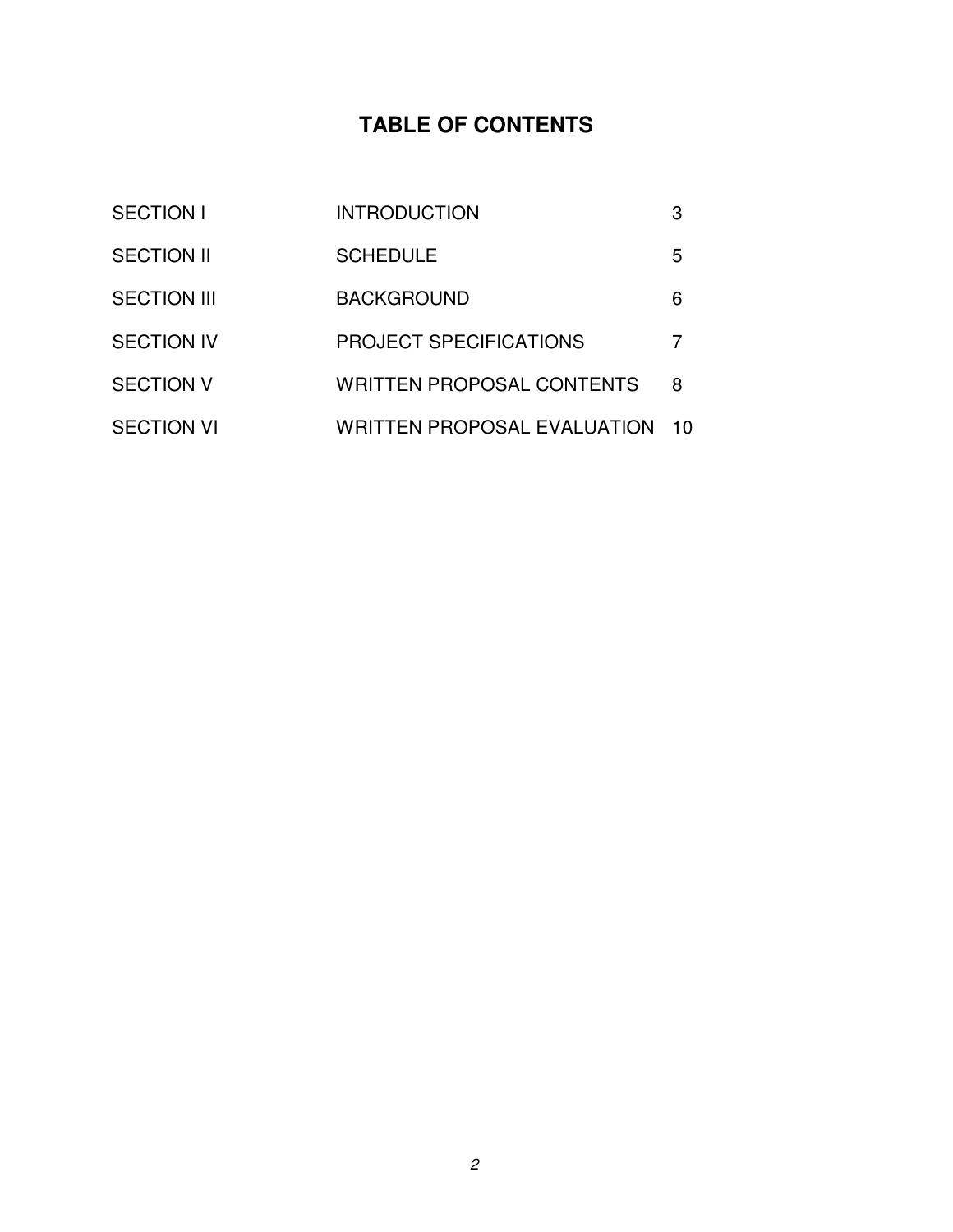# TABLE OF CONTENTS

| | | |
|---|---|---|
| SECTION I | INTRODUCTION | 3 |
| SECTION II | SCHEDULE | 5 |
| SECTION III | BACKGROUND | 6 |
| SECTION IV | PROJECT SPECIFICATIONS | 7 |
| SECTION V | WRITTEN PROPOSAL CONTENTS | 8 |
| SECTION VI | WRITTEN PROPOSAL EVALUATION | 10 |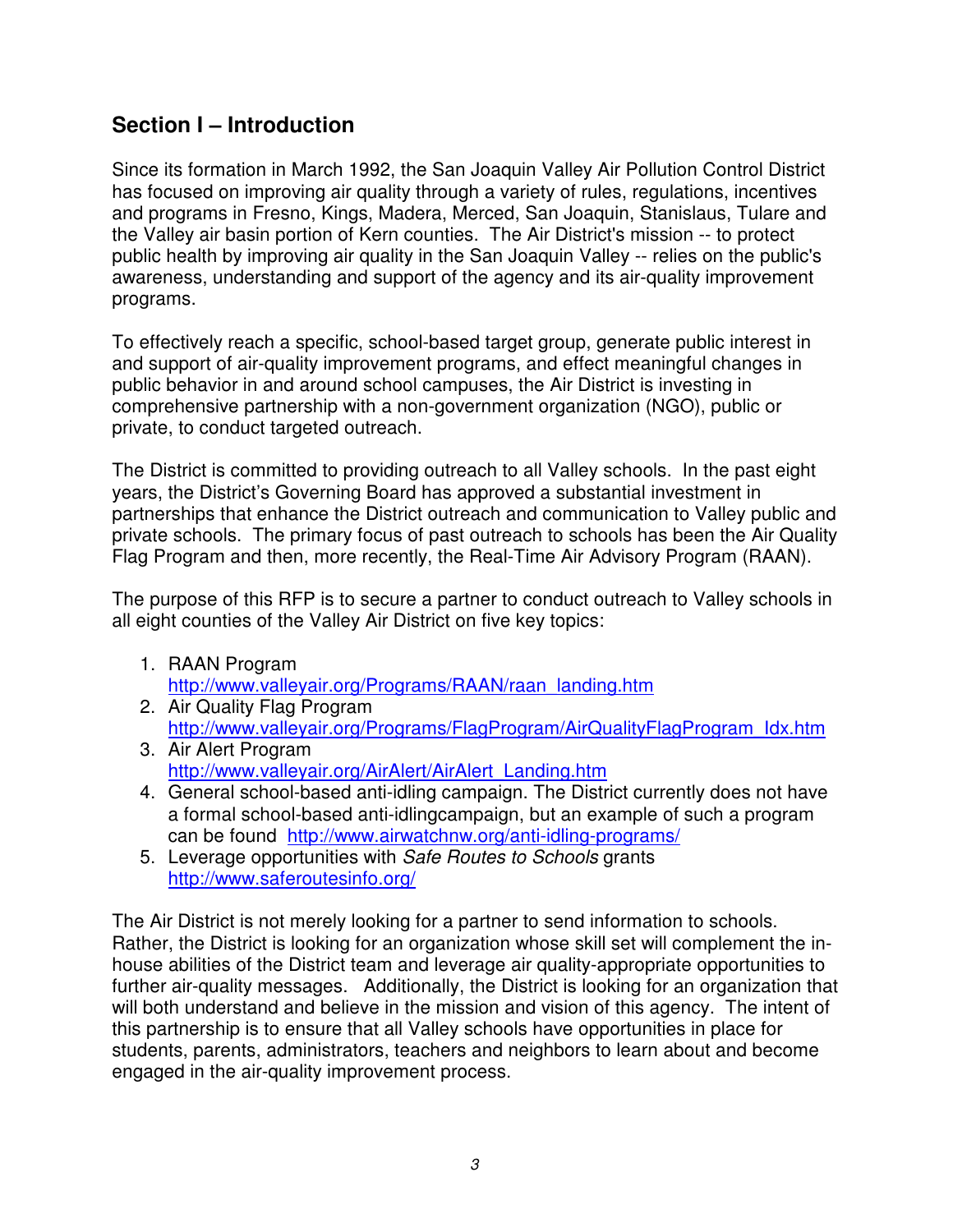## Section I – Introduction

Since its formation in March 1992, the San Joaquin Valley Air Pollution Control District has focused on improving air quality through a variety of rules, regulations, incentives and programs in Fresno, Kings, Madera, Merced, San Joaquin, Stanislaus, Tulare and the Valley air basin portion of Kern counties. The Air District's mission -- to protect public health by improving air quality in the San Joaquin Valley -- relies on the public's awareness, understanding and support of the agency and its air-quality improvement programs.

To effectively reach a specific, school-based target group, generate public interest in and support of air-quality improvement programs, and effect meaningful changes in public behavior in and around school campuses, the Air District is investing in comprehensive partnership with a non-government organization (NGO), public or private, to conduct targeted outreach.

The District is committed to providing outreach to all Valley schools. In the past eight years, the District's Governing Board has approved a substantial investment in partnerships that enhance the District outreach and communication to Valley public and private schools. The primary focus of past outreach to schools has been the Air Quality Flag Program and then, more recently, the Real-Time Air Advisory Program (RAAN).

The purpose of this RFP is to secure a partner to conduct outreach to Valley schools in all eight counties of the Valley Air District on five key topics:

1. RAAN Program
   http://www.valleyair.org/Programs/RAAN/raan_landing.htm
2. Air Quality Flag Program
   http://www.valleyair.org/Programs/FlagProgram/AirQualityFlagProgram_Idx.htm
3. Air Alert Program
   http://www.valleyair.org/AirAlert/AirAlert_Landing.htm
4. General school-based anti-idling campaign. The District currently does not have a formal school-based anti-idlingcampaign, but an example of such a program can be found http://www.airwatchnw.org/anti-idling-programs/
5. Leverage opportunities with *Safe Routes to Schools* grants
   http://www.saferoutesinfo.org/

The Air District is not merely looking for a partner to send information to schools. Rather, the District is looking for an organization whose skill set will complement the in-house abilities of the District team and leverage air quality-appropriate opportunities to further air-quality messages. Additionally, the District is looking for an organization that will both understand and believe in the mission and vision of this agency. The intent of this partnership is to ensure that all Valley schools have opportunities in place for students, parents, administrators, teachers and neighbors to learn about and become engaged in the air-quality improvement process.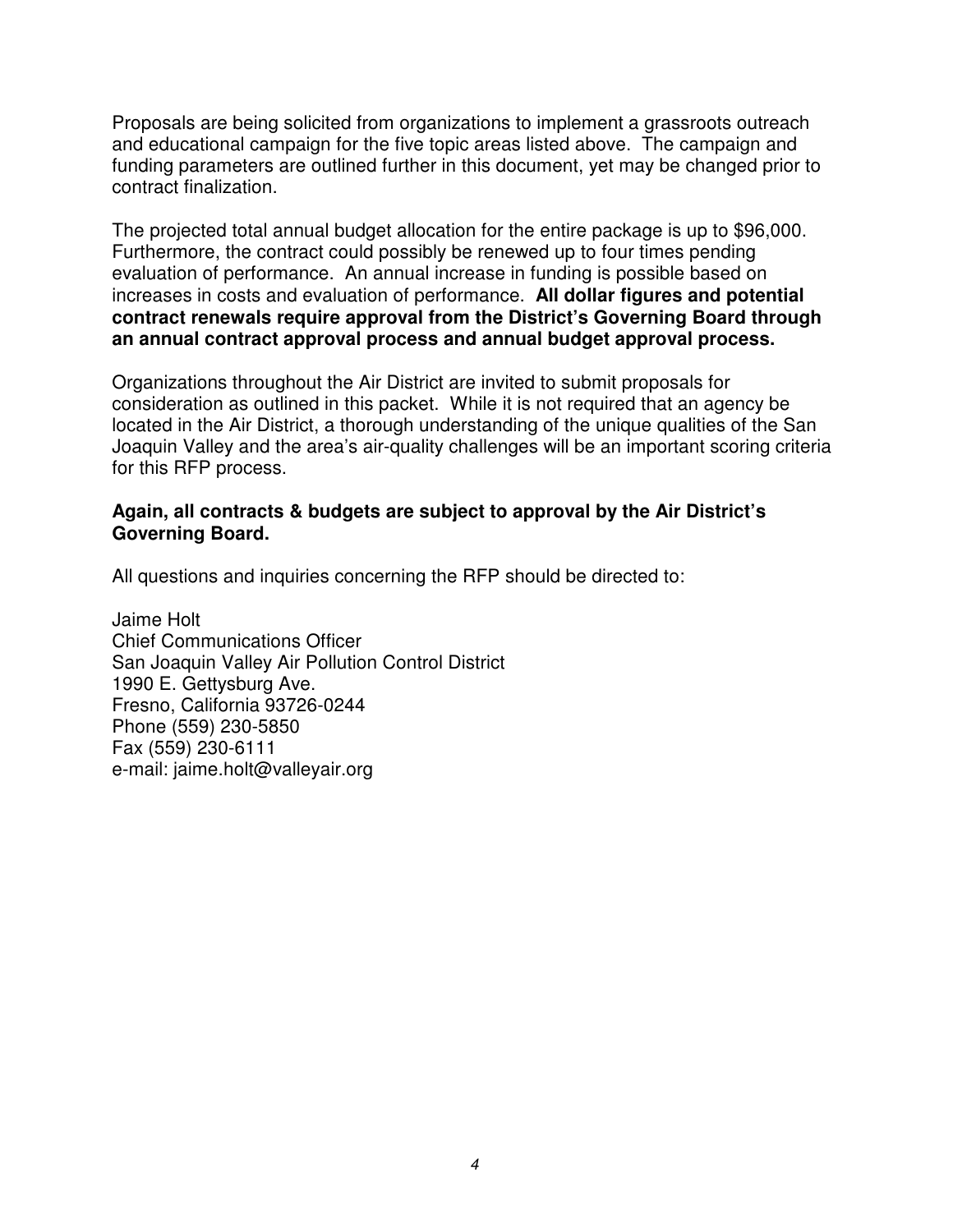Proposals are being solicited from organizations to implement a grassroots outreach and educational campaign for the five topic areas listed above. The campaign and funding parameters are outlined further in this document, yet may be changed prior to contract finalization.

The projected total annual budget allocation for the entire package is up to $96,000. Furthermore, the contract could possibly be renewed up to four times pending evaluation of performance. An annual increase in funding is possible based on increases in costs and evaluation of performance. **All dollar figures and potential contract renewals require approval from the District's Governing Board through an annual contract approval process and annual budget approval process.**

Organizations throughout the Air District are invited to submit proposals for consideration as outlined in this packet. While it is not required that an agency be located in the Air District, a thorough understanding of the unique qualities of the San Joaquin Valley and the area's air-quality challenges will be an important scoring criteria for this RFP process.

**Again, all contracts & budgets are subject to approval by the Air District's Governing Board.**

All questions and inquiries concerning the RFP should be directed to:

Jaime Holt
Chief Communications Officer
San Joaquin Valley Air Pollution Control District
1990 E. Gettysburg Ave.
Fresno, California 93726-0244
Phone (559) 230-5850
Fax (559) 230-6111
e-mail: jaime.holt@valleyair.org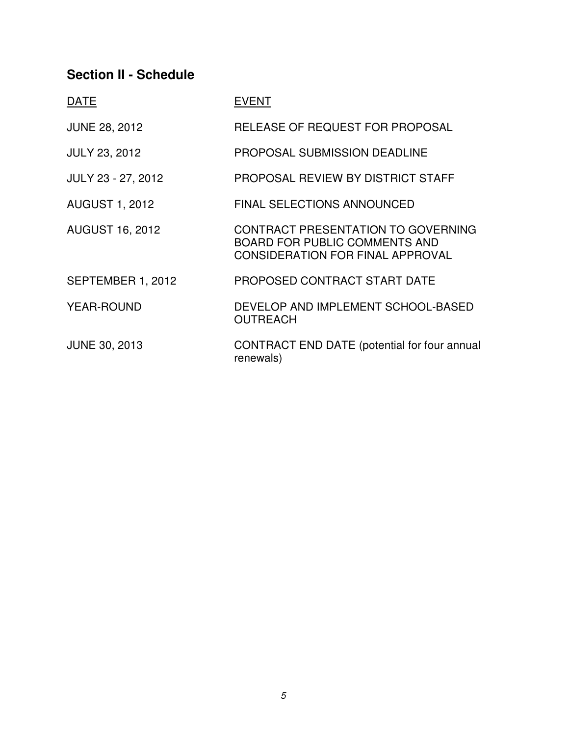## Section II - Schedule

| DATE | EVENT |
| --- | --- |
| JUNE 28, 2012 | RELEASE OF REQUEST FOR PROPOSAL |
| JULY 23, 2012 | PROPOSAL SUBMISSION DEADLINE |
| JULY 23 - 27, 2012 | PROPOSAL REVIEW BY DISTRICT STAFF |
| AUGUST 1, 2012 | FINAL SELECTIONS ANNOUNCED |
| AUGUST 16, 2012 | CONTRACT PRESENTATION TO GOVERNING BOARD FOR PUBLIC COMMENTS AND CONSIDERATION FOR FINAL APPROVAL |
| SEPTEMBER 1, 2012 | PROPOSED CONTRACT START DATE |
| YEAR-ROUND | DEVELOP AND IMPLEMENT SCHOOL-BASED OUTREACH |
| JUNE 30, 2013 | CONTRACT END DATE (potential for four annual renewals) |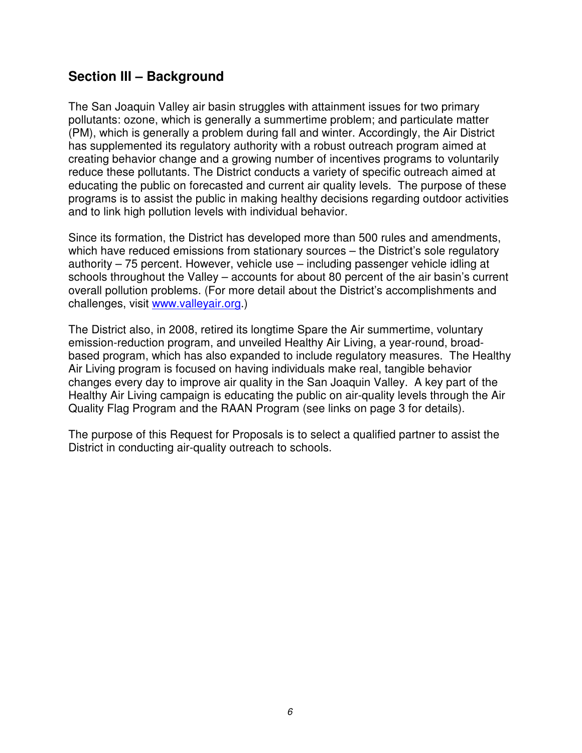## Section III – Background

The San Joaquin Valley air basin struggles with attainment issues for two primary pollutants: ozone, which is generally a summertime problem; and particulate matter (PM), which is generally a problem during fall and winter. Accordingly, the Air District has supplemented its regulatory authority with a robust outreach program aimed at creating behavior change and a growing number of incentives programs to voluntarily reduce these pollutants. The District conducts a variety of specific outreach aimed at educating the public on forecasted and current air quality levels. The purpose of these programs is to assist the public in making healthy decisions regarding outdoor activities and to link high pollution levels with individual behavior.

Since its formation, the District has developed more than 500 rules and amendments, which have reduced emissions from stationary sources – the District's sole regulatory authority – 75 percent. However, vehicle use – including passenger vehicle idling at schools throughout the Valley – accounts for about 80 percent of the air basin's current overall pollution problems. (For more detail about the District's accomplishments and challenges, visit [www.valleyair.org](http://www.valleyair.org).)

The District also, in 2008, retired its longtime Spare the Air summertime, voluntary emission-reduction program, and unveiled Healthy Air Living, a year-round, broad-based program, which has also expanded to include regulatory measures. The Healthy Air Living program is focused on having individuals make real, tangible behavior changes every day to improve air quality in the San Joaquin Valley. A key part of the Healthy Air Living campaign is educating the public on air-quality levels through the Air Quality Flag Program and the RAAN Program (see links on page 3 for details).

The purpose of this Request for Proposals is to select a qualified partner to assist the District in conducting air-quality outreach to schools.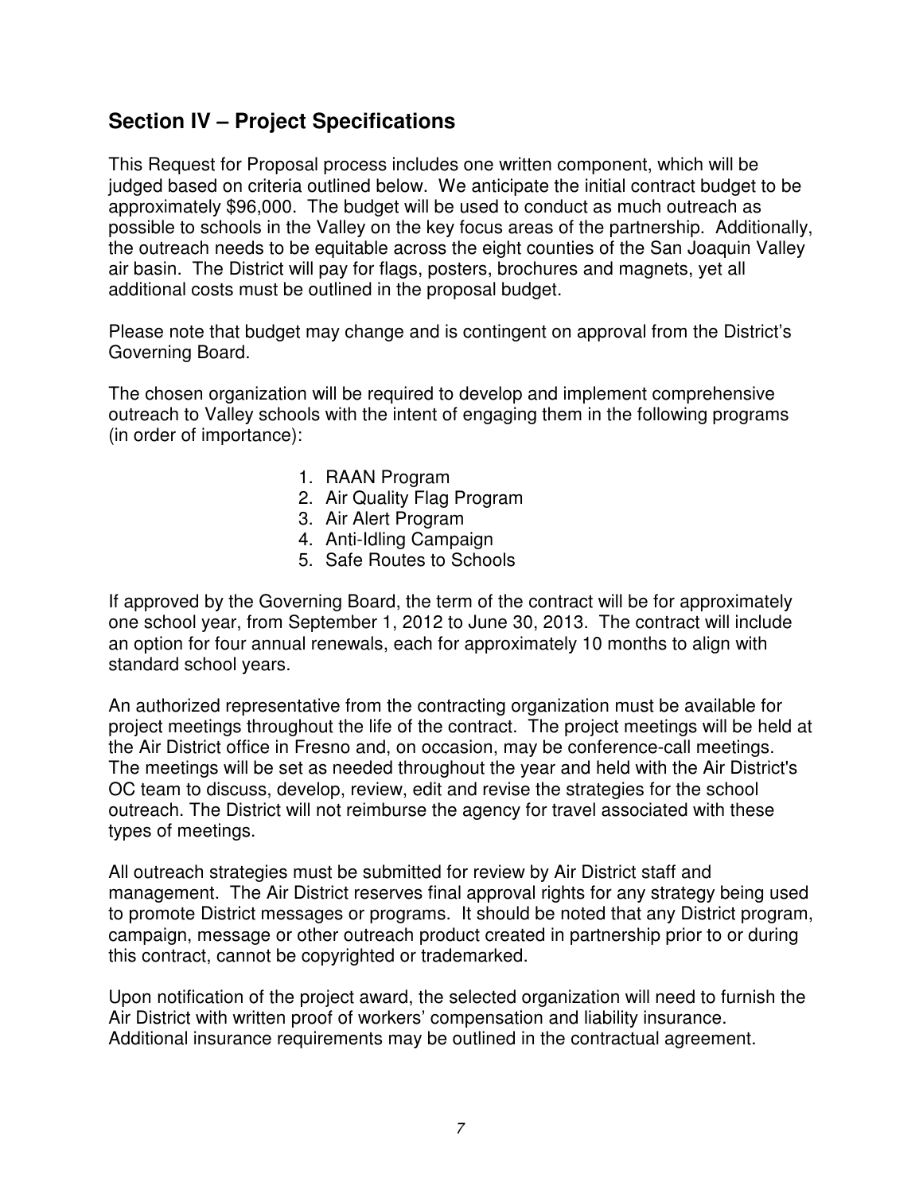## Section IV – Project Specifications

This Request for Proposal process includes one written component, which will be judged based on criteria outlined below. We anticipate the initial contract budget to be approximately $96,000. The budget will be used to conduct as much outreach as possible to schools in the Valley on the key focus areas of the partnership. Additionally, the outreach needs to be equitable across the eight counties of the San Joaquin Valley air basin. The District will pay for flags, posters, brochures and magnets, yet all additional costs must be outlined in the proposal budget.

Please note that budget may change and is contingent on approval from the District's Governing Board.

The chosen organization will be required to develop and implement comprehensive outreach to Valley schools with the intent of engaging them in the following programs (in order of importance):

1. RAAN Program
2. Air Quality Flag Program
3. Air Alert Program
4. Anti-Idling Campaign
5. Safe Routes to Schools

If approved by the Governing Board, the term of the contract will be for approximately one school year, from September 1, 2012 to June 30, 2013. The contract will include an option for four annual renewals, each for approximately 10 months to align with standard school years.

An authorized representative from the contracting organization must be available for project meetings throughout the life of the contract. The project meetings will be held at the Air District office in Fresno and, on occasion, may be conference-call meetings. The meetings will be set as needed throughout the year and held with the Air District's OC team to discuss, develop, review, edit and revise the strategies for the school outreach. The District will not reimburse the agency for travel associated with these types of meetings.

All outreach strategies must be submitted for review by Air District staff and management. The Air District reserves final approval rights for any strategy being used to promote District messages or programs. It should be noted that any District program, campaign, message or other outreach product created in partnership prior to or during this contract, cannot be copyrighted or trademarked.

Upon notification of the project award, the selected organization will need to furnish the Air District with written proof of workers' compensation and liability insurance. Additional insurance requirements may be outlined in the contractual agreement.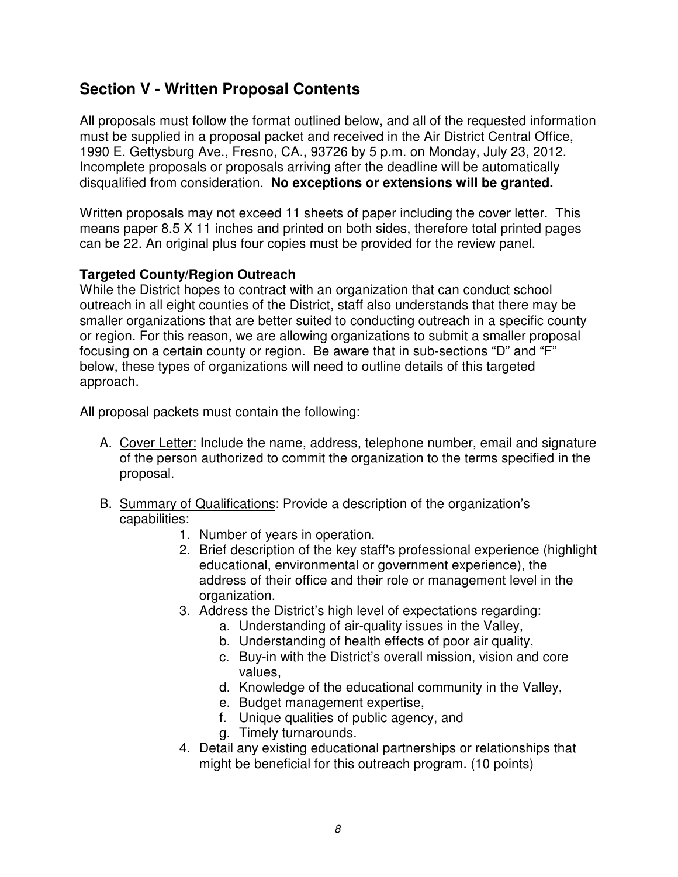## Section V - Written Proposal Contents

All proposals must follow the format outlined below, and all of the requested information must be supplied in a proposal packet and received in the Air District Central Office, 1990 E. Gettysburg Ave., Fresno, CA., 93726 by 5 p.m. on Monday, July 23, 2012. Incomplete proposals or proposals arriving after the deadline will be automatically disqualified from consideration. **No exceptions or extensions will be granted.**

Written proposals may not exceed 11 sheets of paper including the cover letter. This means paper 8.5 X 11 inches and printed on both sides, therefore total printed pages can be 22. An original plus four copies must be provided for the review panel.

**Targeted County/Region Outreach**
While the District hopes to contract with an organization that can conduct school outreach in all eight counties of the District, staff also understands that there may be smaller organizations that are better suited to conducting outreach in a specific county or region. For this reason, we are allowing organizations to submit a smaller proposal focusing on a certain county or region. Be aware that in sub-sections "D" and "F" below, these types of organizations will need to outline details of this targeted approach.

All proposal packets must contain the following:

A. <u>Cover Letter:</u> Include the name, address, telephone number, email and signature of the person authorized to commit the organization to the terms specified in the proposal.

B. <u>Summary of Qualifications</u>: Provide a description of the organization's capabilities:
   1. Number of years in operation.
   2. Brief description of the key staff's professional experience (highlight educational, environmental or government experience), the address of their office and their role or management level in the organization.
   3. Address the District's high level of expectations regarding:
      a. Understanding of air-quality issues in the Valley,
      b. Understanding of health effects of poor air quality,
      c. Buy-in with the District's overall mission, vision and core values,
      d. Knowledge of the educational community in the Valley,
      e. Budget management expertise,
      f. Unique qualities of public agency, and
      g. Timely turnarounds.
   4. Detail any existing educational partnerships or relationships that might be beneficial for this outreach program. (10 points)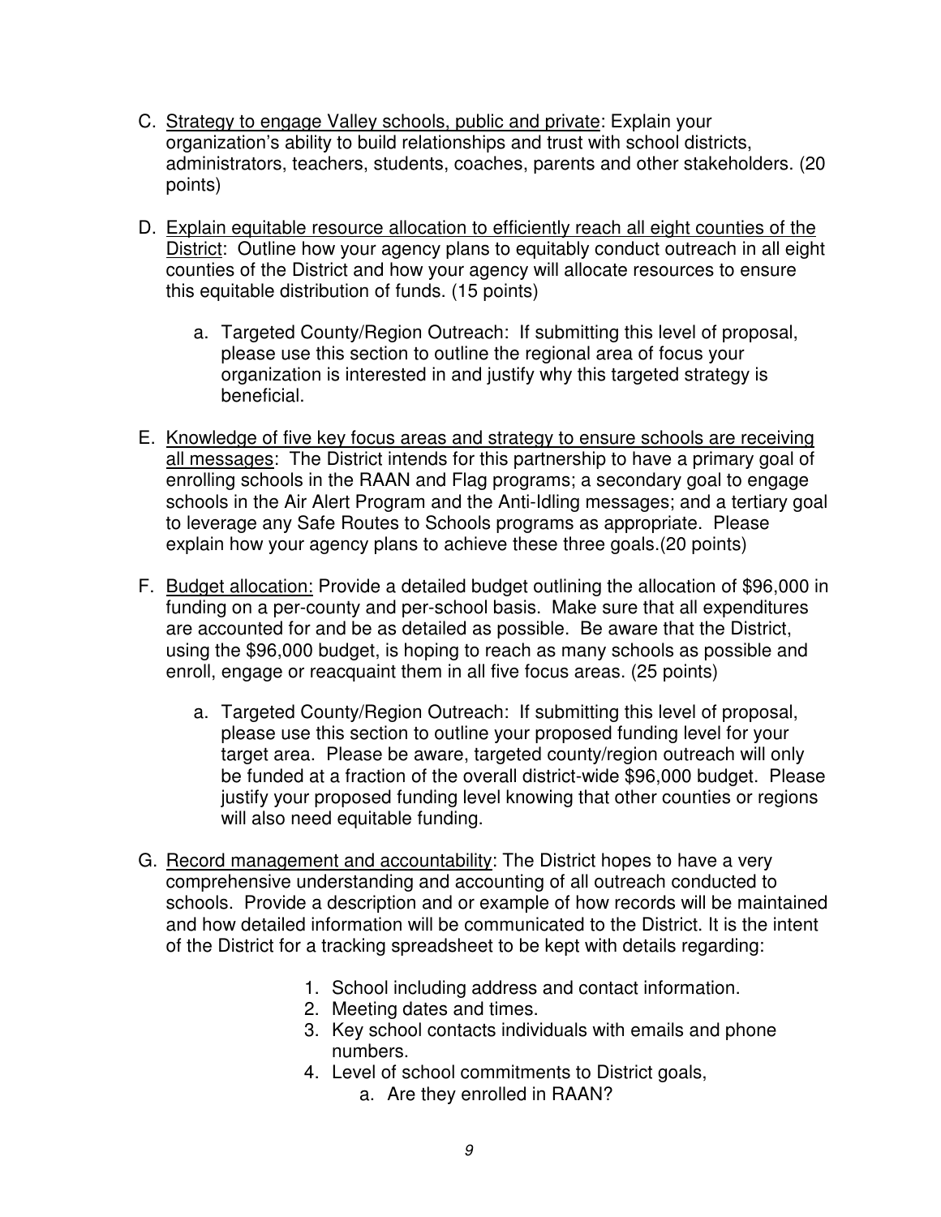C. <u>Strategy to engage Valley schools, public and private</u>: Explain your organization's ability to build relationships and trust with school districts, administrators, teachers, students, coaches, parents and other stakeholders. (20 points)

D. <u>Explain equitable resource allocation to efficiently reach all eight counties of the District</u>: Outline how your agency plans to equitably conduct outreach in all eight counties of the District and how your agency will allocate resources to ensure this equitable distribution of funds. (15 points)

   a. Targeted County/Region Outreach: If submitting this level of proposal, please use this section to outline the regional area of focus your organization is interested in and justify why this targeted strategy is beneficial.

E. <u>Knowledge of five key focus areas and strategy to ensure schools are receiving all messages</u>: The District intends for this partnership to have a primary goal of enrolling schools in the RAAN and Flag programs; a secondary goal to engage schools in the Air Alert Program and the Anti-Idling messages; and a tertiary goal to leverage any Safe Routes to Schools programs as appropriate. Please explain how your agency plans to achieve these three goals.(20 points)

F. <u>Budget allocation:</u> Provide a detailed budget outlining the allocation of $96,000 in funding on a per-county and per-school basis. Make sure that all expenditures are accounted for and be as detailed as possible. Be aware that the District, using the $96,000 budget, is hoping to reach as many schools as possible and enroll, engage or reacquaint them in all five focus areas. (25 points)

   a. Targeted County/Region Outreach: If submitting this level of proposal, please use this section to outline your proposed funding level for your target area. Please be aware, targeted county/region outreach will only be funded at a fraction of the overall district-wide $96,000 budget. Please justify your proposed funding level knowing that other counties or regions will also need equitable funding.

G. <u>Record management and accountability</u>: The District hopes to have a very comprehensive understanding and accounting of all outreach conducted to schools. Provide a description and or example of how records will be maintained and how detailed information will be communicated to the District. It is the intent of the District for a tracking spreadsheet to be kept with details regarding:

   1. School including address and contact information.
   2. Meeting dates and times.
   3. Key school contacts individuals with emails and phone numbers.
   4. Level of school commitments to District goals,
      a. Are they enrolled in RAAN?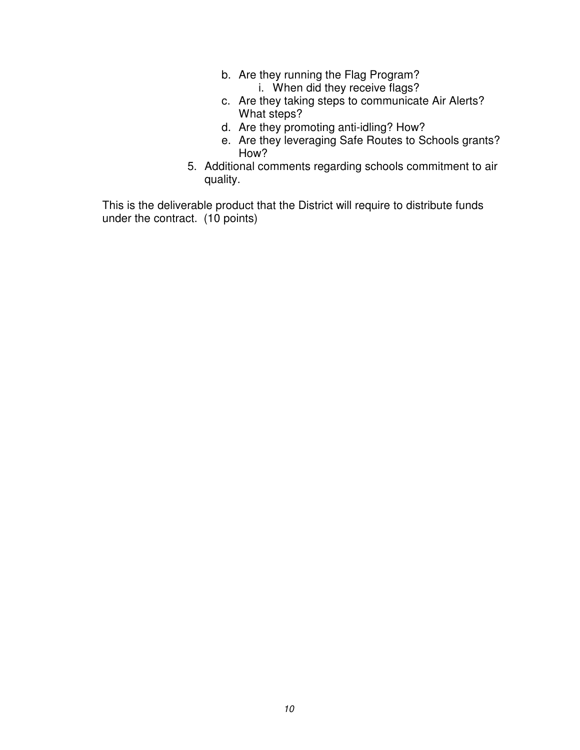b. Are they running the Flag Program?
      i. When did they receive flags?
   c. Are they taking steps to communicate Air Alerts? What steps?
   d. Are they promoting anti-idling? How?
   e. Are they leveraging Safe Routes to Schools grants? How?
5. Additional comments regarding schools commitment to air quality.

This is the deliverable product that the District will require to distribute funds under the contract. (10 points)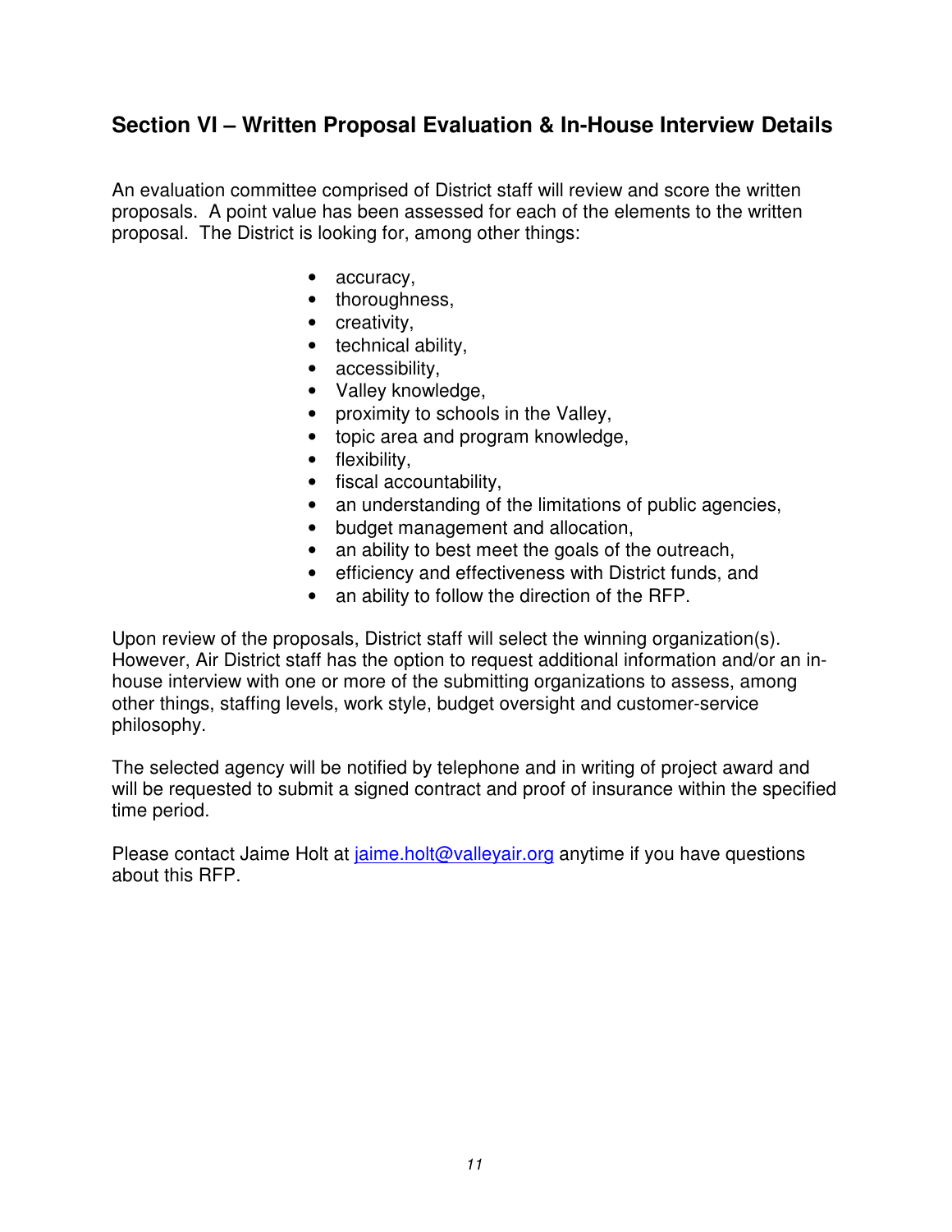## Section VI – Written Proposal Evaluation & In-House Interview Details

An evaluation committee comprised of District staff will review and score the written proposals. A point value has been assessed for each of the elements to the written proposal. The District is looking for, among other things:

- accuracy,
- thoroughness,
- creativity,
- technical ability,
- accessibility,
- Valley knowledge,
- proximity to schools in the Valley,
- topic area and program knowledge,
- flexibility,
- fiscal accountability,
- an understanding of the limitations of public agencies,
- budget management and allocation,
- an ability to best meet the goals of the outreach,
- efficiency and effectiveness with District funds, and
- an ability to follow the direction of the RFP.

Upon review of the proposals, District staff will select the winning organization(s). However, Air District staff has the option to request additional information and/or an in-house interview with one or more of the submitting organizations to assess, among other things, staffing levels, work style, budget oversight and customer-service philosophy.

The selected agency will be notified by telephone and in writing of project award and will be requested to submit a signed contract and proof of insurance within the specified time period.

Please contact Jaime Holt at jaime.holt@valleyair.org anytime if you have questions about this RFP.